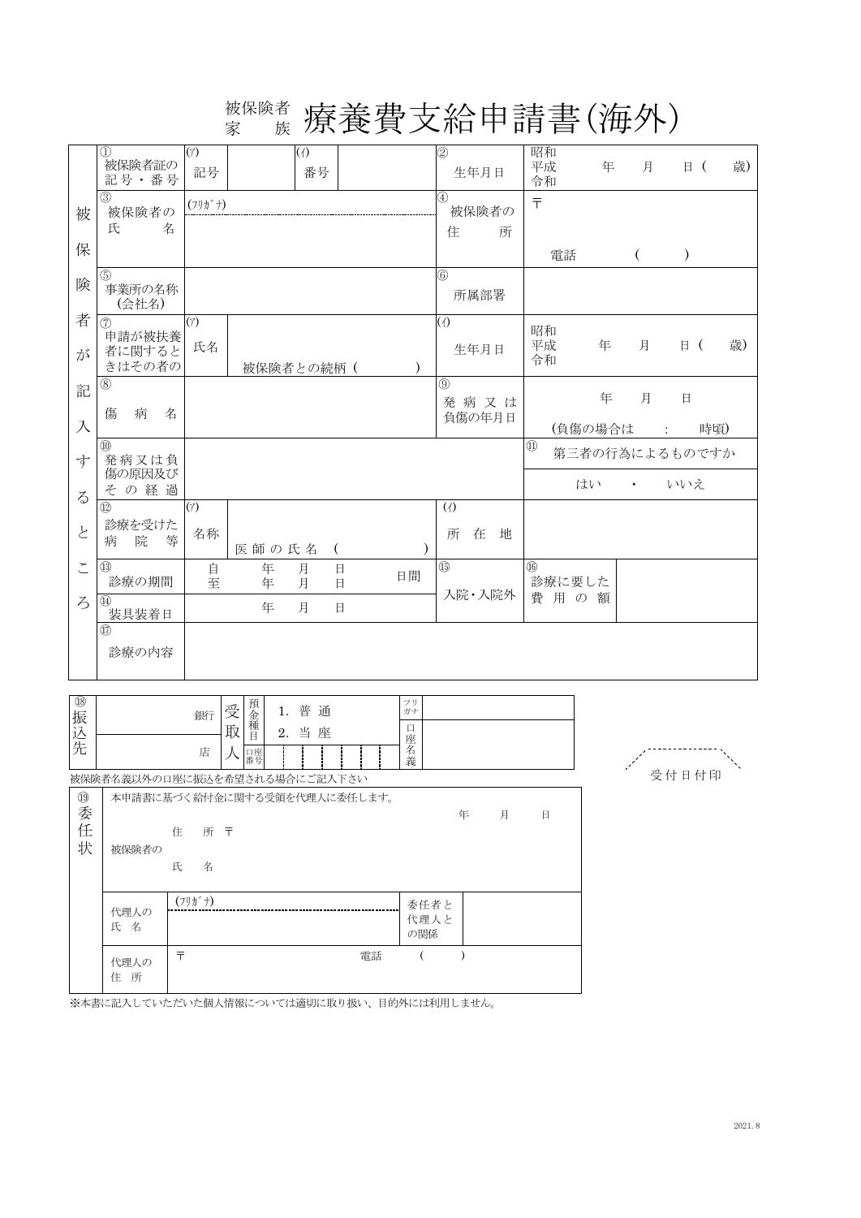# 被保険者 家族 療養費支給申請書(海外)

| 被保険者が記入するところ | | | | | | |
|---|---|---|---|---|---|---|
| | ① 被保険者証の記号・番号 | (ｱ) 記号 | (ｲ) 番号 | ② 生年月日 | 昭和 平成 令和　年　月　日（　歳） | |
| | ③ 被保険者の氏名 | (ﾌﾘｶﾞﾅ) | | ④ 被保険者の住所 | 〒 電話　（　） | |
| | ⑤ 事業所の名称(会社名) | | | ⑥ 所属部署 | | |
| | ⑦ 申請が被扶養者に関するときはその者の | (ｱ) 氏名 | 被保険者との続柄（　） | (ｲ) 生年月日 | 昭和 平成 令和　年　月　日（　歳） | |
| | ⑧ 傷病名 | | | ⑨ 発病又は負傷の年月日 | 年　月　日 (負傷の場合は　:　時頃) | |
| | ⑩ 発病又は負傷の原因及びその経過 | | | | ⑪ 第三者の行為によるものですか | はい　・　いいえ |
| | ⑫ 診療を受けた病院等 | (ｱ) 名称 | 医師の氏名（　） | (ｲ) 所在地 | | |
| | ⑬ 診療の期間 | 自　年　月　日 至　年　月　日 | 日間 | ⑮ 入院・入院外 | ⑯ 診療に要した費用の額 | |
| | ⑭ 装具装着日 | 年　月　日 | | | | |
| | ⑰ 診療の内容 | | | | | |

| ⑱ 振込先 | 銀行 店 | 受取人 | 預金種目 1. 普通 2. 当座 | 口座番号 | フリガナ | 口座名義 |
|---|---|---|---|---|---|---|

被保険者名義以外の口座に振込を希望される場合にご記入下さい

| ⑲ 委任状 | | | | |
|---|---|---|---|---|
| | 本申請書に基づく給付金に関する受領を代理人に委任します。　年　月　日 | | | |
| | 被保険者の | 住所 〒 氏名 | | |
| | 代理人の氏名 | (ﾌﾘｶﾞﾅ) | 委任者と代理人との関係 | |
| | 代理人の住所 | 〒　電話　（　） | | |

受付日付印

※本書に記入していただいた個人情報については適切に取り扱い、目的外には利用しません。

2021. 8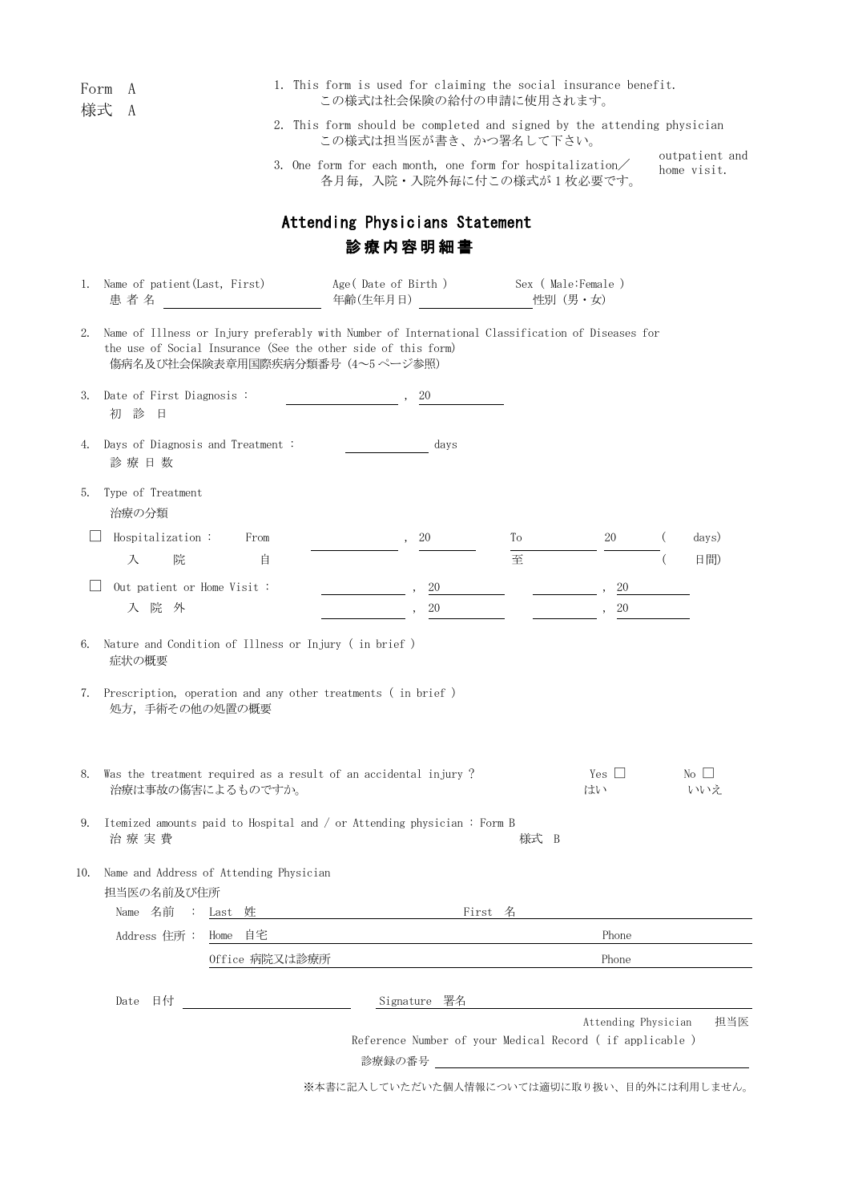Form A
様式 A

1. This form is used for claiming the social insurance benefit.
   この様式は社会保険の給付の申請に使用されます。
2. This form should be completed and signed by the attending physician
   この様式は担当医が書き、かつ署名して下さい。
3. One form for each month, one form for hospitalization／ outpatient and home visit.
   各月毎，入院・入院外毎に付この様式が１枚必要です。

# Attending Physicians Statement

# 診療内容明細書

1. Name of patient(Last, First) 患者名 \_\_\_\_\_\_\_\_\_\_\_\_\_\_\_\_ Age( Date of Birth ) 年齢(生年月日) \_\_\_\_\_\_\_\_\_\_\_\_ Sex ( Male:Female ) 性別 (男・女)

2. Name of Illness or Injury preferably with Number of International Classification of Diseases for the use of Social Insurance (See the other side of this form)
   傷病名及び社会保険表章用国際疾病分類番号 (4～5 ページ参照)

3. Date of First Diagnosis : \_\_\_\_\_\_\_\_\_\_, 20\_\_\_\_\_\_
   初 診 日

4. Days of Diagnosis and Treatment : \_\_\_\_\_\_\_\_ days
   診 療 日 数

5. Type of Treatment
   治療の分類

   ☐ Hospitalization : 入 院 From 自 \_\_\_\_\_\_\_\_, 20\_\_\_\_\_\_ To 至 \_\_\_\_\_\_\_\_ 20\_\_\_\_\_\_ (  days) (  日間)

   ☐ Out patient or Home Visit : 入 院 外
   \_\_\_\_\_\_\_\_, 20\_\_\_\_\_\_ \_\_\_\_\_\_\_\_, 20\_\_\_\_\_\_
   \_\_\_\_\_\_\_\_, 20\_\_\_\_\_\_ \_\_\_\_\_\_\_\_, 20\_\_\_\_\_\_

6. Nature and Condition of Illness or Injury ( in brief )
   症状の概要

7. Prescription, operation and any other treatments ( in brief )
   処方，手術その他の処置の概要

8. Was the treatment required as a result of an accidental injury ? Yes ☐ はい No ☐ いいえ
   治療は事故の傷害によるものですか。

9. Itemized amounts paid to Hospital and / or Attending physician : Form B
   治 療 実 費 様式 B

10. Name and Address of Attending Physician
    担当医の名前及び住所

    Name 名前 : Last 姓 \_\_\_\_\_\_\_\_\_\_\_\_ First 名 \_\_\_\_\_\_\_\_\_\_\_\_

    Address 住所 : Home 自宅 \_\_\_\_\_\_\_\_\_\_\_\_ Phone \_\_\_\_\_\_\_\_

    Office 病院又は診療所 \_\_\_\_\_\_\_\_\_\_\_\_ Phone \_\_\_\_\_\_\_\_

Date 日付 \_\_\_\_\_\_\_\_\_\_\_\_ Signature 署名 \_\_\_\_\_\_\_\_\_\_\_\_

Attending Physician 担当医

Reference Number of your Medical Record ( if applicable )
診療録の番号 \_\_\_\_\_\_\_\_\_\_\_\_

※本書に記入していただいた個人情報については適切に取り扱い、目的外には利用しません。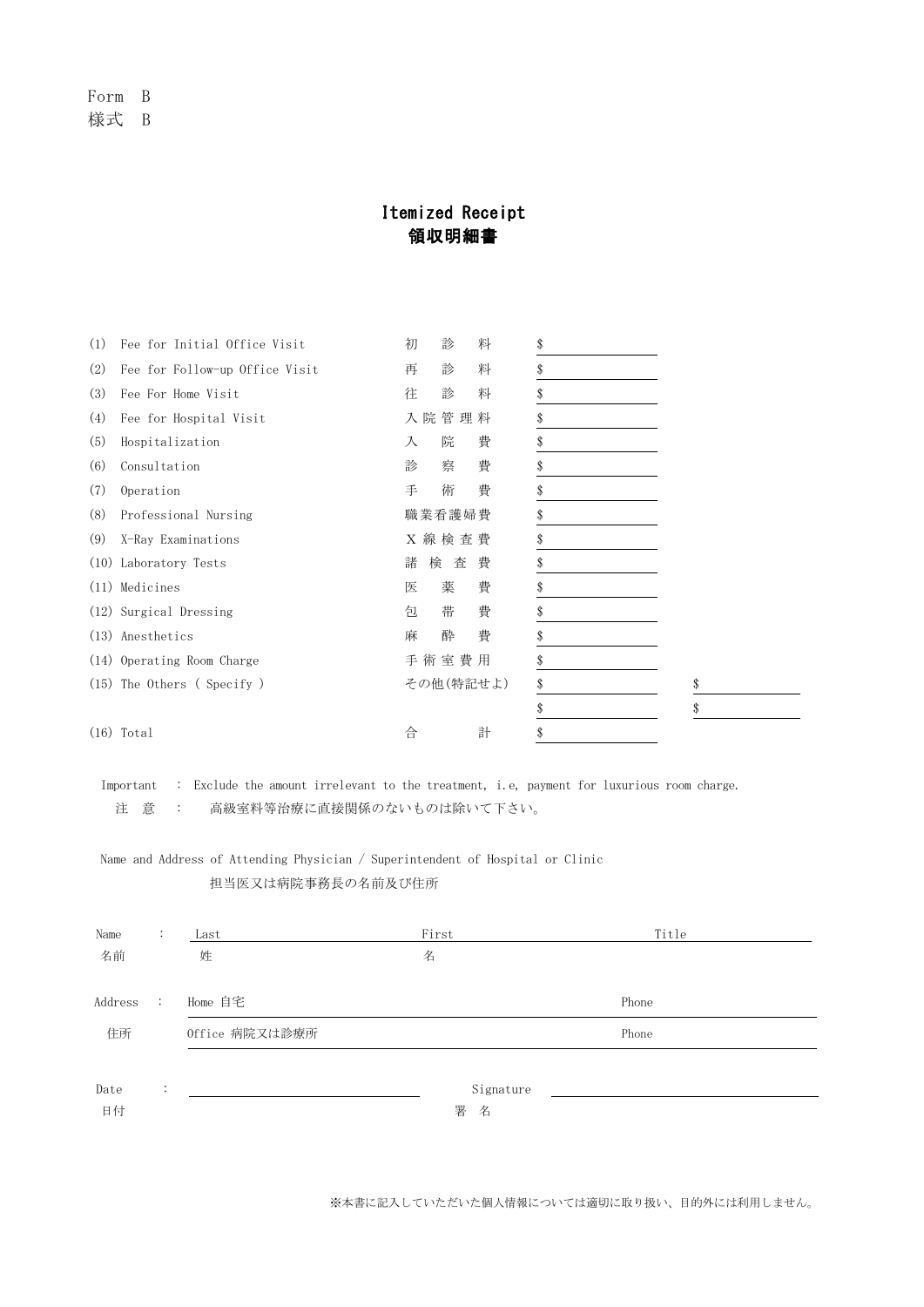Form B
様式 B

# Itemized Receipt
# 領収明細書

| | | | |
|---|---|---|---|
| (1) Fee for Initial Office Visit | 初　診　料 | $ | |
| (2) Fee for Follow-up Office Visit | 再　診　料 | $ | |
| (3) Fee For Home Visit | 往　診　料 | $ | |
| (4) Fee for Hospital Visit | 入院管理料 | $ | |
| (5) Hospitalization | 入　院　費 | $ | |
| (6) Consultation | 診　察　費 | $ | |
| (7) Operation | 手　術　費 | $ | |
| (8) Professional Nursing | 職業看護婦費 | $ | |
| (9) X-Ray Examinations | X線検査費 | $ | |
| (10) Laboratory Tests | 諸検査費 | $ | |
| (11) Medicines | 医　薬　費 | $ | |
| (12) Surgical Dressing | 包　帯　費 | $ | |
| (13) Anesthetics | 麻　酔　費 | $ | |
| (14) Operating Room Charge | 手術室費用 | $ | |
| (15) The Others ( Specify ) | その他(特記せよ) | $ | $ |
| | | $ | $ |
| (16) Total | 合　　計 | $ | |

Important : Exclude the amount irrelevant to the treatment, i.e, payment for luxurious room charge.
注　意 : 高級室料等治療に直接関係のないものは除いて下さい。

Name and Address of Attending Physician / Superintendent of Hospital or Clinic
担当医又は病院事務長の名前及び住所

Name 名前 : Last 姓 ＿＿＿＿ First 名 ＿＿＿＿ Title ＿＿＿＿

Address 住所 : Home 自宅 ＿＿＿＿ Phone ＿＿＿＿

Office 病院又は診療所 ＿＿＿＿ Phone ＿＿＿＿

Date 日付 : ＿＿＿＿＿＿＿＿ Signature 署名 ＿＿＿＿＿＿＿＿

※本書に記入していただいた個人情報については適切に取り扱い、目的外には利用しません。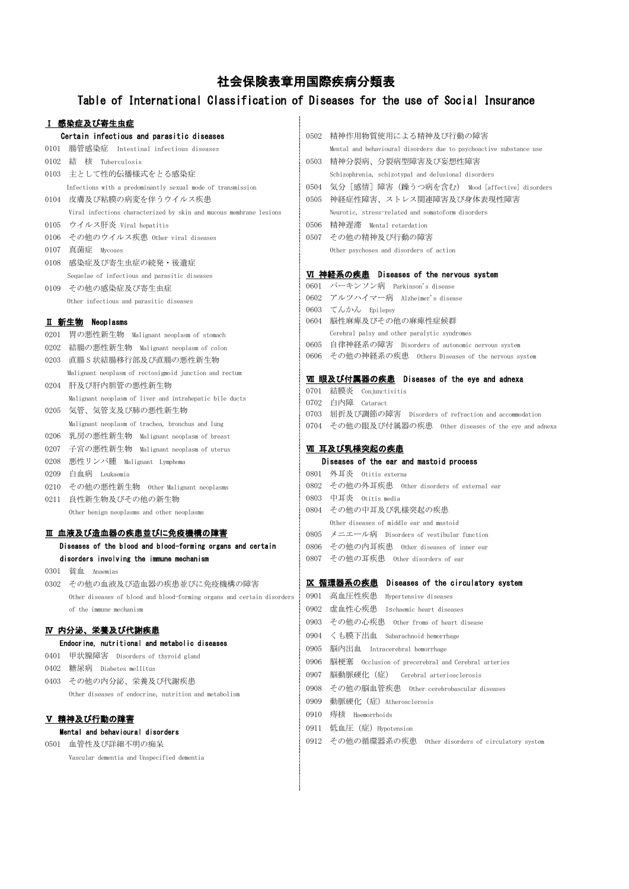# 社会保険表章用国際疾病分類表

## Table of International Classification of Diseases for the use of Social Insurance

### Ⅰ 感染症及び寄生虫症
#### Certain infectious and parasitic diseases

- 0101 腸管感染症 Intestinal infectious diseases
- 0102 結　核 Tuberculosis
- 0103 主として性的伝播様式をとる感染症 Infections with a predominantly sexual mode of transmission
- 0104 皮膚及び粘膜の病変を伴うウイルス疾患 Viral infections characterized by skin and mucous membrane lesions
- 0105 ウイルス肝炎 Viral hepatitis
- 0106 その他のウイルス疾患 Other viral diseases
- 0107 真菌症 Mycoses
- 0108 感染症及び寄生虫症の続発・後遺症 Sequelae of infectious and parasitic diseases
- 0109 その他の感染症及び寄生虫症 Other infectious and parasitic diseases

### Ⅱ 新生物 Neoplasms

- 0201 胃の悪性新生物 Malignant neoplasm of stomach
- 0202 結腸の悪性新生物 Malignant neoplasm of colon
- 0203 直腸Ｓ状結腸移行部及び直腸の悪性新生物 Malignant neoplasm of rectosigmoid junction and rectum
- 0204 肝及び肝内胆管の悪性新生物 Malignant neoplasm of liver and intrahepatic bile ducts
- 0205 気管、気管支及び肺の悪性新生物 Malignant neoplasm of trachea, bronchus and lung
- 0206 乳房の悪性新生物 Malignant neoplasm of breast
- 0207 子宮の悪性新生物 Malignant neoplasm of uterus
- 0208 悪性リンパ腫 Malignant Lymphoma
- 0209 白血病 Leukaemia
- 0210 その他の悪性新生物 Other Malignant neoplasms
- 0211 良性新生物及びその他の新生物 Other benign neoplasms and other neoplasms

### Ⅲ 血液及び造血器の疾患並びに免疫機構の障害
#### Diseases of the blood and blood-forming organs and certain disorders involving the immune mechanism

- 0301 貧血 Anaemias
- 0302 その他の血液及び造血器の疾患並びに免疫機構の障害 Other diseases of blood and blood-forming organs and certain disorders of the immune mechanism

### Ⅳ 内分泌、栄養及び代謝疾患
#### Endocrine, nutritional and metabolic diseases

- 0401 甲状腺障害 Disorders of thyroid gland
- 0402 糖尿病 Diabetes mellitus
- 0403 その他の内分泌、栄養及び代謝疾患 Other diseases of endocrine, nutrition and metabolism

### Ⅴ 精神及び行動の障害
#### Mental and behavioural disorders

- 0501 血管性及び詳細不明の痴呆 Vascular dementia and Unspecified dementia
- 0502 精神作用物質使用による精神及び行動の障害 Mental and behavioural disorders due to psychoactive substance use
- 0503 精神分裂病、分裂病型障害及び妄想性障害 Schizophrenia, schizotypal and delusional disorders
- 0504 気分［感情］障害（躁うつ病を含む） Mood [affective] disorders
- 0505 神経症性障害、ストレス関連障害及び身体表現性障害 Neurotic, stress-related and somatoform disorders
- 0506 精神遅滞 Mental retardation
- 0507 その他の精神及び行動の障害 Other psychoses and disorders of action

### Ⅵ 神経系の疾患 Diseases of the nervous system

- 0601 パーキンソン病 Parkinson's disease
- 0602 アルツハイマー病 Alzheimer's disease
- 0603 てんかん Epilepsy
- 0604 脳性麻痺及びその他の麻痺性症候群 Cerebral palsy and other paralytic syndromes
- 0605 自律神経系の障害 Disorders of autonomic nervous system
- 0606 その他の神経系の疾患 Others Diseases of the nervous system

### Ⅶ 眼及び付属器の疾患 Diseases of the eye and adnexa

- 0701 結膜炎 Conjunctivitis
- 0702 白内障 Cataract
- 0703 屈折及び調節の障害 Disorders of refraction and accommodation
- 0704 その他の眼及び付属器の疾患 Other diseases of the eye and adnexa

### Ⅷ 耳及び乳様突起の疾患
#### Diseases of the ear and mastoid process

- 0801 外耳炎 Otitis externa
- 0802 その他の外耳疾患 Other disorders of external ear
- 0803 中耳炎 Otitis media
- 0804 その他の中耳及び乳様突起の疾患 Other diseases of middle ear and mastoid
- 0805 メニエール病 Disorders of vestibular function
- 0806 その他の内耳疾患 Other diseases of inner ear
- 0807 その他の耳疾患 Other disorders of ear

### Ⅸ 循環器系の疾患 Diseases of the circulatory system

- 0901 高血圧性疾患 Hypertensive diseases
- 0902 虚血性心疾患 Ischaemic heart diseases
- 0903 その他の心疾患 Other froms of heart disease
- 0904 くも膜下出血 Subarachnoid hemorrhage
- 0905 脳内出血 Intracerebral hemorrhage
- 0906 脳梗塞 Occlusion of precerebral and Cerebral arteries
- 0907 脳動脈硬化（症） Cerebral arteriosclerosis
- 0908 その他の脳血管疾患 Other cerebrobascular diseases
- 0909 動脈硬化（症） Atherosclerosis
- 0910 痔核 Haemorrhoids
- 0911 低血圧（症） Hypotension
- 0912 その他の循環器系の疾患 Other disorders of circulatory system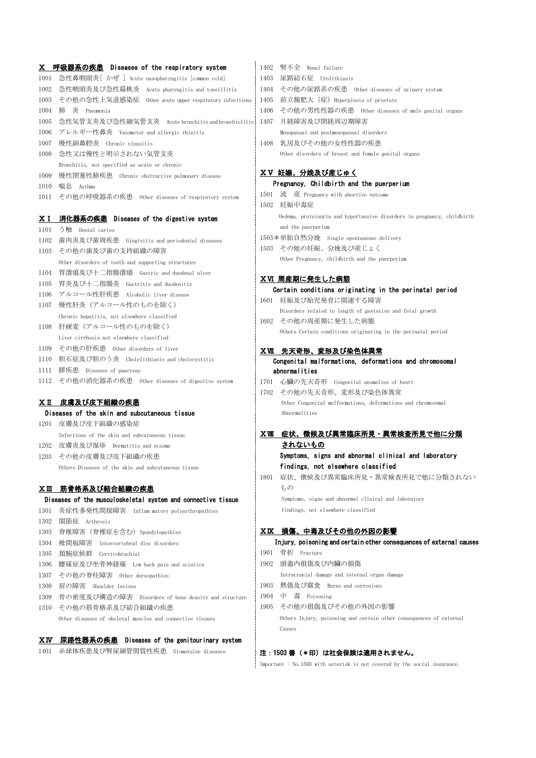## Ⅹ　呼吸器系の疾患　Diseases of the respiratory system

1001　急性鼻咽頭炎［ かぜ ］ Acute nasopharyngitis [common cold]
1002　急性咽頭炎及び急性扁桃炎　Acute pharyngitis and tonsillitis
1003　その他の急性上気道感染症　Other acute upper respiratory infecitions
1004　肺　炎　Pneumonia
1005　急性気管支炎及び急性細気管支炎　Acute bronchitis and bronchiolitis
1006　アレルギー性鼻炎　Vasomotor and allergic rhinitis
1007　慢性副鼻腔炎　Chronic sinusitis
1008　急性又は慢性と明示されない気管支炎
Bronchitis, not specified as acute or chronic
1009　慢性閉塞性肺疾患　Chronic obstructive pulmonary disease
1010　喘息　Asthma
1011　その他の呼吸器系の疾患　Other diseases of respiratory system

## ⅩⅠ　消化器系の疾患　Diseases of the digestive system

1101　う触　Dental caries
1102　歯肉炎及び歯周疾患　Gingivitis and periodontal diseases
1103　その他の歯及び歯の支持組織の障害
Other disorders of teeth and supporting structures
1104　胃潰瘍及び十二指腸潰瘍　Gastric and duodenal ulcer
1105　胃炎及び十二指腸炎　Gastritis and duodenitis
1106　アルコール性肝疾患　Alcoholic liver disease
1107　慢性肝炎（アルコール性のものを除く）
Chronic hepatitis, not elsewhere classified
1108　肝硬変（アルコール性のものを除く）
Liver cirrhosis not elsewhere classified
1109　その他の肝疾患　Other disorders of liver
1110　胆石症及び胆のう炎　Cholelithiasis and cholecystitis
1111　膵疾患　Diseases of pancreas
1112　その他の消化器系の疾患　Other diseases of digestive system

## ⅩⅡ　皮膚及び皮下組織の疾患

## Diseases of the skin and subcutaneous tissue

1201　皮膚及び皮下組織の感染症
Infections of the skin and subcutaneous tissue
1202　皮膚炎及び湿疹　Dermatitis and eczema
1203　その他の皮膚及び皮下組織の疾患
Others Diseases of the skin and subcutaneous tissue

## ⅩⅢ　筋骨格系及び結合組織の疾患

## Diseases of the musculoskeletal system and connective tissue

1301　炎症性多発性関節障害　Inflam matory polyarthropathies
1302　関節症　Arthrosis
1303　脊椎障害（脊椎症を含む）Spondylopathies
1304　椎間板障害　Intervertebral disc disorders
1305　頚腕症候群　Cervicobrachial
1306　腰痛症及び坐骨神経痛　Low back pain and sciatica
1307　その他の脊柱障害　Other dorsopathies
1308　肩の障害　Shoulder lesions
1309　骨の密度及び構造の障害　Disorders of bone density and structure
1310　その他の筋骨格系及び結合組織の疾患
Other diseases of skeletal muscles and connective tissues

## ⅩⅣ　尿路性器系の疾患　Diseases of the genitourinary system

1401　糸球体疾患及び腎尿細管間質性疾患　Glomerular diseases
1402　腎不全　Renal failure
1403　尿路結石症　Urolithiasis
1404　その他の尿路系の疾患　Other diseases of urinary system
1405　前立腺肥大（症）Hyperplasia of prostate
1406　その他の男性性器の疾患　Other diseases of male genital organs
1407　月経障害及び閉経周辺期障害
Menopausal and postmenopausal disorders
1408　乳房及びその他の女性性器の疾患
Other disorders of breast and female genital organs

## ⅩⅤ　妊娠、分娩及び産じゅく

## Pregnancy, Childbirth and the puerperium

1501　流　産 Pregnancy with abortive outcome
1502　妊娠中毒症
Oedema, proteinuria and hypertensive disorders in pregnancy, childbirth and the puerperium
1503＊単胎自然分娩　Single spontaneous delivery
1503　その他の妊娠、分娩及び産じょく
Other Pregnancy, childbirth and the puerperium

## ⅩⅥ　周産期に発生した病態

## Certain conditions originating in the perinatal period

1601　妊娠及び胎児発育に関連する障害
Disorders related to length of gestation and fetal growth
1602　その他の周産期に発生した病態
Others Certain conditions originating in the perinatal period

## ⅩⅦ　先天奇形、変形及び染色体異常

## Congenital malformations, deformations and chromosomal abnormalities

1701　心臓の先天奇形　Congenital anomalies of heart
1702　その他の先天奇形、変形及び染色体異常
Other Congenital malformations, deformations and chromosomal Abnormalities

## ⅩⅧ　症状、徴候及び異常臨床所見・異常検査所見で他に分類されないもの

## Symptoms, signs and abnormal clinical and laboratory findings, not elsewhere classified

1801　症状、徴候及び異常臨床所見・異常検査所見で他に分類されないもの
Symptoms, signs and abnormal clinical and laboratory findings, not elsewhere classified

## ⅩⅨ　損傷、中毒及びその他の外因の影響

## Injury, poisoning and certain other consequences of external causes

1901　骨折　Fracture
1902　頭蓋内損傷及び内臓の損傷
Intracranial damage and internal organ damage
1903　熱傷及び腐食　Burns and corrosions
1904　中　毒　Poisoning
1905　その他の損傷及びその他の外因の影響
Others Injury, poisoning and certain other consequences of external Causes

**注：1503 番（＊印）は社会保険は適用されません。**

Important : No.1503 with asterisk is not covered by the social insurance.